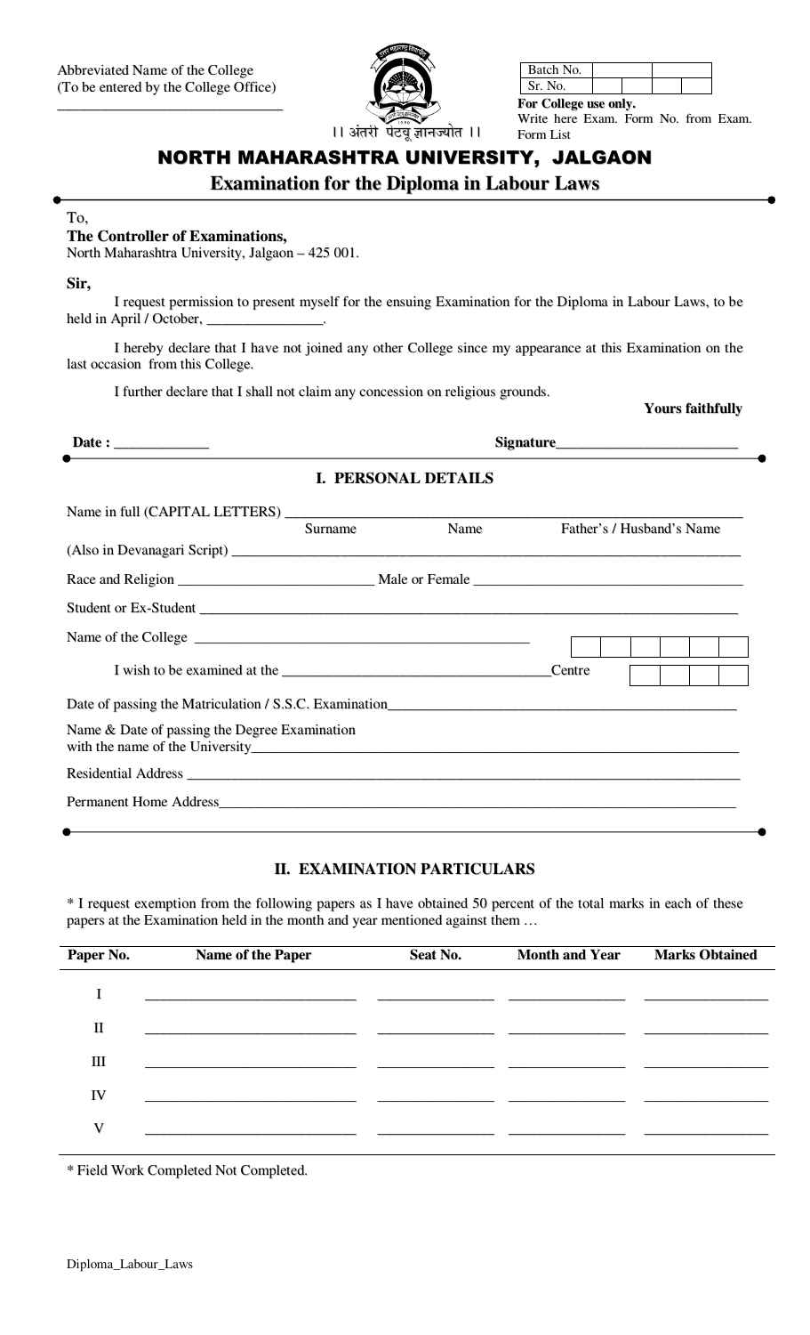Abbreviated Name of the College
(To be entered by the College Office)

_______________________________

।। अंतरी पेटवू ज्ञानज्योत ।।

| Batch No. | | | | |
|---|---|---|---|---|
| Sr. No. | | | | |

**For College use only.**
Write here Exam. Form No. from Exam. Form List

# NORTH MAHARASHTRA UNIVERSITY, JALGAON

## Examination for the Diploma in Labour Laws

To,
**The Controller of Examinations,**
North Maharashtra University, Jalgaon – 425 001.

**Sir,**

I request permission to present myself for the ensuing Examination for the Diploma in Labour Laws, to be held in April / October, _______________.

I hereby declare that I have not joined any other College since my appearance at this Examination on the last occasion from this College.

I further declare that I shall not claim any concession on religious grounds.

**Yours faithfully**

**Date :** ____________ **Signature**________________________

### I. PERSONAL DETAILS

Name in full (CAPITAL LETTERS) ____________________________________________
Surname Name Father's / Husband's Name

(Also in Devanagari Script) ____________________________________________

Race and Religion __________________________ Male or Female __________________________

Student or Ex-Student ____________________________________________

Name of the College ____________________________________________

I wish to be examined at the ____________________________________Centre

Date of passing the Matriculation / S.S.C. Examination____________________________________

Name & Date of passing the Degree Examination
with the name of the University____________________________________________

Residential Address ____________________________________________

Permanent Home Address____________________________________________

### II. EXAMINATION PARTICULARS

* I request exemption from the following papers as I have obtained 50 percent of the total marks in each of these papers at the Examination held in the month and year mentioned against them …

| Paper No. | Name of the Paper | Seat No. | Month and Year | Marks Obtained |
|---|---|---|---|---|
| I | | | | |
| II | | | | |
| III | | | | |
| IV | | | | |
| V | | | | |

* Field Work Completed Not Completed.

Diploma_Labour_Laws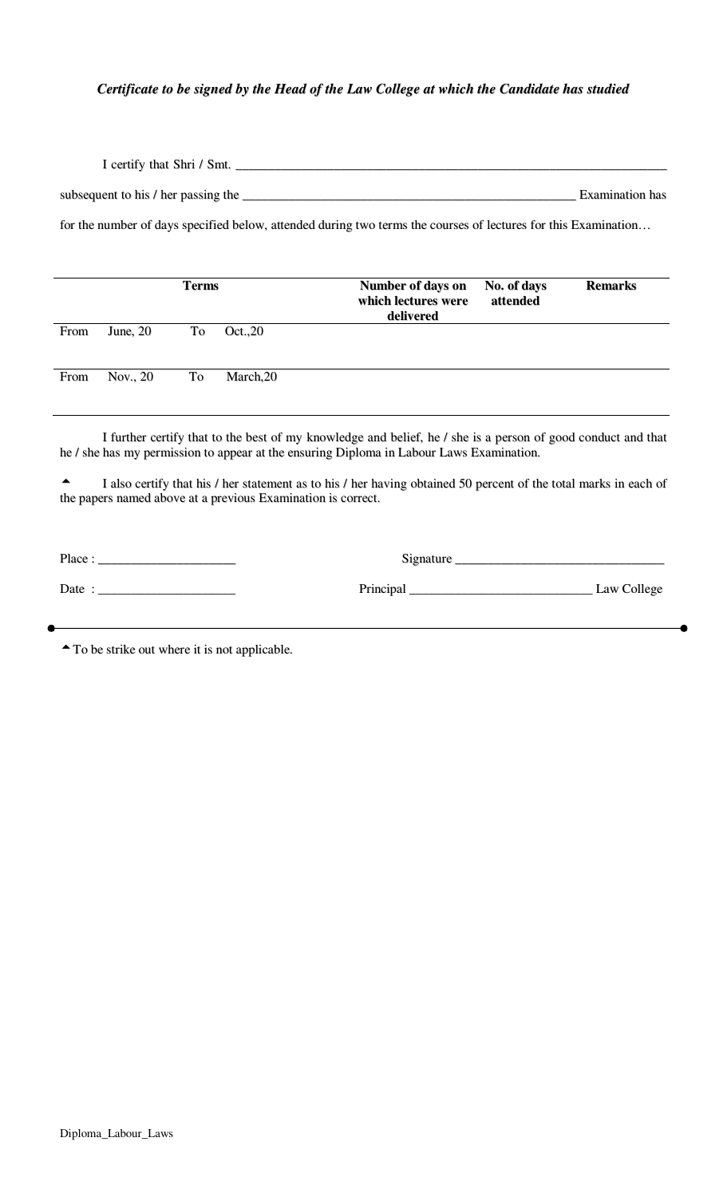***Certificate to be signed by the Head of the Law College at which the Candidate has studied***

I certify that Shri / Smt. ___________________________________________________________________

subsequent to his / her passing the ____________________________________________________ Examination has

for the number of days specified below, attended during two terms the courses of lectures for this Examination…

| **Terms** | | | | **Number of days on which lectures were delivered** | **No. of days attended** | **Remarks** |
|---|---|---|---|---|---|---|
| From | June, 20 | To | Oct.,20 | | | |
| From | Nov., 20 | To | March,20 | | | |

I further certify that to the best of my knowledge and belief, he / she is a person of good conduct and that he / she has my permission to appear at the ensuring Diploma in Labour Laws Examination.

▲ I also certify that his / her statement as to his / her having obtained 50 percent of the total marks in each of the papers named above at a previous Examination is correct.

Place : ____________________ Signature ______________________________

Date : ____________________ Principal __________________________ Law College

▲ To be strike out where it is not applicable.